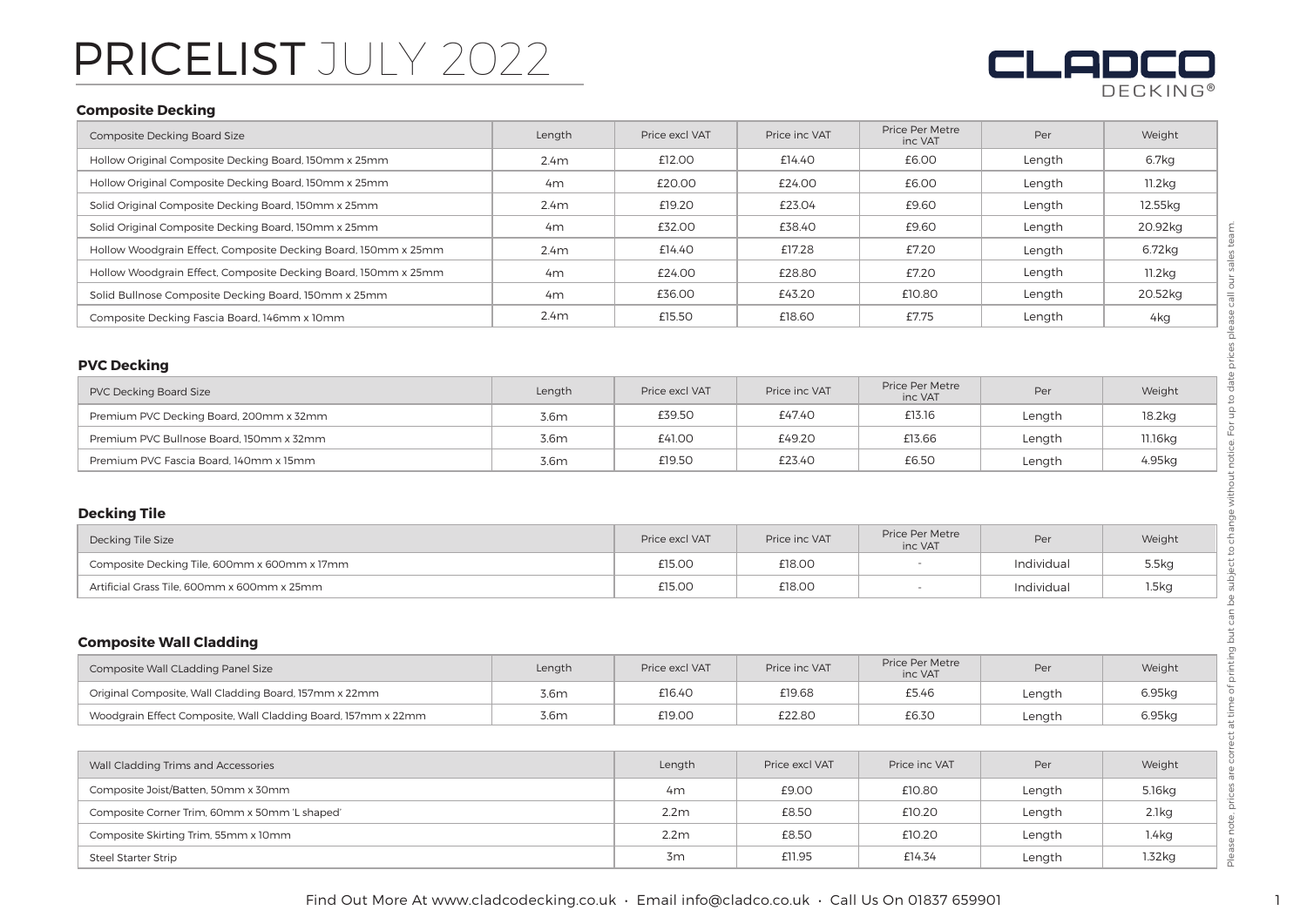# PRICELIST JULY 2022

CLADCO DECKING®

## Composite Decking

| Composite Decking Board Size | Length | Price excl VAT | Price inc VAT | Price Per Metre inc VAT | Per | Weight |
|---|---|---|---|---|---|---|
| Hollow Original Composite Decking Board, 150mm x 25mm | 2.4m | £12.00 | £14.40 | £6.00 | Length | 6.7kg |
| Hollow Original Composite Decking Board, 150mm x 25mm | 4m | £20.00 | £24.00 | £6.00 | Length | 11.2kg |
| Solid Original Composite Decking Board, 150mm x 25mm | 2.4m | £19.20 | £23.04 | £9.60 | Length | 12.55kg |
| Solid Original Composite Decking Board, 150mm x 25mm | 4m | £32.00 | £38.40 | £9.60 | Length | 20.92kg |
| Hollow Woodgrain Effect, Composite Decking Board, 150mm x 25mm | 2.4m | £14.40 | £17.28 | £7.20 | Length | 6.72kg |
| Hollow Woodgrain Effect, Composite Decking Board, 150mm x 25mm | 4m | £24.00 | £28.80 | £7.20 | Length | 11.2kg |
| Solid Bullnose Composite Decking Board, 150mm x 25mm | 4m | £36.00 | £43.20 | £10.80 | Length | 20.52kg |
| Composite Decking Fascia Board, 146mm x 10mm | 2.4m | £15.50 | £18.60 | £7.75 | Length | 4kg |

## PVC Decking

| PVC Decking Board Size | Length | Price excl VAT | Price inc VAT | Price Per Metre inc VAT | Per | Weight |
|---|---|---|---|---|---|---|
| Premium PVC Decking Board, 200mm x 32mm | 3.6m | £39.50 | £47.40 | £13.16 | Length | 18.2kg |
| Premium PVC Bullnose Board, 150mm x 32mm | 3.6m | £41.00 | £49.20 | £13.66 | Length | 11.16kg |
| Premium PVC Fascia Board, 140mm x 15mm | 3.6m | £19.50 | £23.40 | £6.50 | Length | 4.95kg |

## Decking Tile

| Decking Tile Size | Price excl VAT | Price inc VAT | Price Per Metre inc VAT | Per | Weight |
|---|---|---|---|---|---|
| Composite Decking Tile, 600mm x 600mm x 17mm | £15.00 | £18.00 | - | Individual | 5.5kg |
| Artificial Grass Tile, 600mm x 600mm x 25mm | £15.00 | £18.00 | - | Individual | 1.5kg |

## Composite Wall Cladding

| Composite Wall CLadding Panel Size | Length | Price excl VAT | Price inc VAT | Price Per Metre inc VAT | Per | Weight |
|---|---|---|---|---|---|---|
| Original Composite, Wall Cladding Board, 157mm x 22mm | 3.6m | £16.40 | £19.68 | £5.46 | Length | 6.95kg |
| Woodgrain Effect Composite, Wall Cladding Board, 157mm x 22mm | 3.6m | £19.00 | £22.80 | £6.30 | Length | 6.95kg |

| Wall Cladding Trims and Accessories | Length | Price excl VAT | Price inc VAT | Per | Weight |
|---|---|---|---|---|---|
| Composite Joist/Batten, 50mm x 30mm | 4m | £9.00 | £10.80 | Length | 5.16kg |
| Composite Corner Trim, 60mm x 50mm 'L shaped' | 2.2m | £8.50 | £10.20 | Length | 2.1kg |
| Composite Skirting Trim, 55mm x 10mm | 2.2m | £8.50 | £10.20 | Length | 1.4kg |
| Steel Starter Strip | 3m | £11.95 | £14.34 | Length | 1.32kg |

Please note, prices are correct at time of printing but can be subject to change without notice. For up to date prices please call our sales team.

Find Out More At www.cladcodecking.co.uk · Email info@cladco.co.uk · Call Us On 01837 659901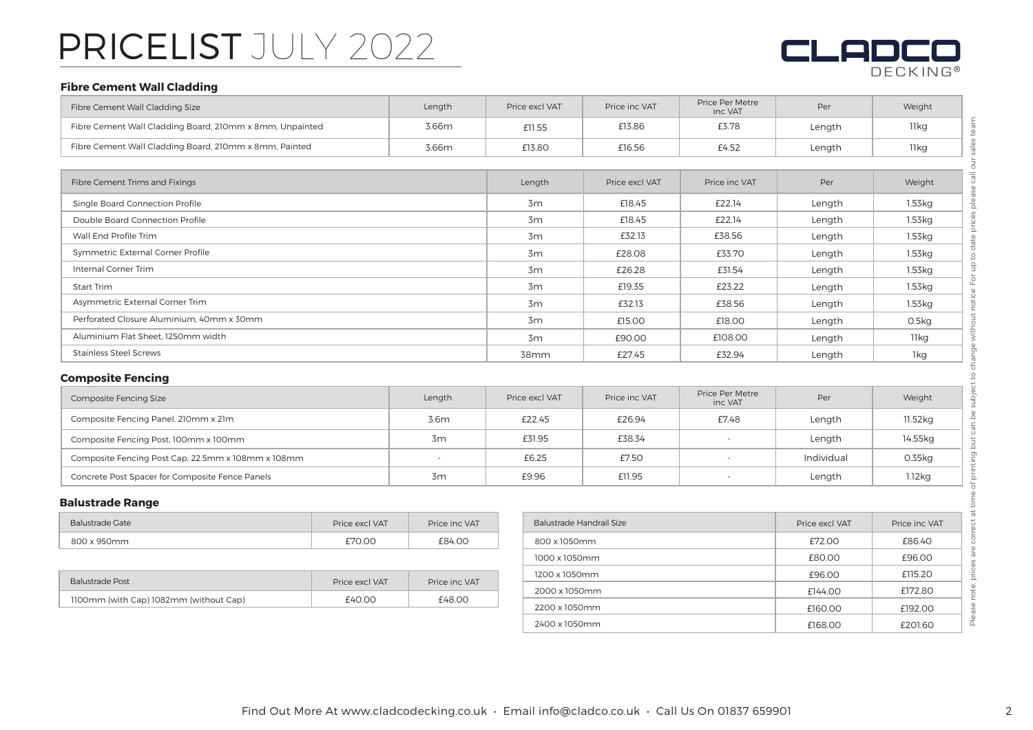# PRICELIST JULY 2022

CLADCO DECKING®

## Fibre Cement Wall Cladding

| Fibre Cement Wall Cladding Size | Length | Price excl VAT | Price inc VAT | Price Per Metre inc VAT | Per | Weight |
|---|---|---|---|---|---|---|
| Fibre Cement Wall Cladding Board, 210mm x 8mm, Unpainted | 3.66m | £11.55 | £13.86 | £3.78 | Length | 11kg |
| Fibre Cement Wall Cladding Board, 210mm x 8mm, Painted | 3.66m | £13.80 | £16.56 | £4.52 | Length | 11kg |

| Fibre Cement Trims and Fixings | Length | Price excl VAT | Price inc VAT | Per | Weight |
|---|---|---|---|---|---|
| Single Board Connection Profile | 3m | £18.45 | £22.14 | Length | 1.53kg |
| Double Board Connection Profile | 3m | £18.45 | £22.14 | Length | 1.53kg |
| Wall End Profile Trim | 3m | £32.13 | £38.56 | Length | 1.53kg |
| Symmetric External Corner Profile | 3m | £28.08 | £33.70 | Length | 1.53kg |
| Internal Corner Trim | 3m | £26.28 | £31.54 | Length | 1.53kg |
| Start Trim | 3m | £19.35 | £23.22 | Length | 1.53kg |
| Asymmetric External Corner Trim | 3m | £32.13 | £38.56 | Length | 1.53kg |
| Perforated Closure Aluminium, 40mm x 30mm | 3m | £15.00 | £18.00 | Length | 0.5kg |
| Aluminium Flat Sheet, 1250mm width | 3m | £90.00 | £108.00 | Length | 11kg |
| Stainless Steel Screws | 38mm | £27.45 | £32.94 | Length | 1kg |

## Composite Fencing

| Composite Fencing Size | Length | Price excl VAT | Price inc VAT | Price Per Metre inc VAT | Per | Weight |
|---|---|---|---|---|---|---|
| Composite Fencing Panel, 210mm x 21m | 3.6m | £22.45 | £26.94 | £7.48 | Length | 11.52kg |
| Composite Fencing Post, 100mm x 100mm | 3m | £31.95 | £38.34 | - | Length | 14.55kg |
| Composite Fencing Post Cap, 22.5mm x 108mm x 108mm | - | £6.25 | £7.50 | - | Individual | 0.35kg |
| Concrete Post Spacer for Composite Fence Panels | 3m | £9.96 | £11.95 | - | Length | 1.12kg |

## Balustrade Range

| Balustrade Gate | Price excl VAT | Price inc VAT |
|---|---|---|
| 800 x 950mm | £70.00 | £84.00 |

| Balustrade Post | Price excl VAT | Price inc VAT |
|---|---|---|
| 1100mm (with Cap) 1082mm (without Cap) | £40.00 | £48.00 |

| Balustrade Handrail Size | Price excl VAT | Price inc VAT |
|---|---|---|
| 800 x 1050mm | £72.00 | £86.40 |
| 1000 x 1050mm | £80.00 | £96.00 |
| 1200 x 1050mm | £96.00 | £115.20 |
| 2000 x 1050mm | £144.00 | £172.80 |
| 2200 x 1050mm | £160.00 | £192.00 |
| 2400 x 1050mm | £168.00 | £201.60 |

Please note: prices are correct at time of printing but can be subject to change without notice. For up to date prices please call our sales team.

Find Out More At www.cladcodecking.co.uk · Email info@cladco.co.uk · Call Us On 01837 659901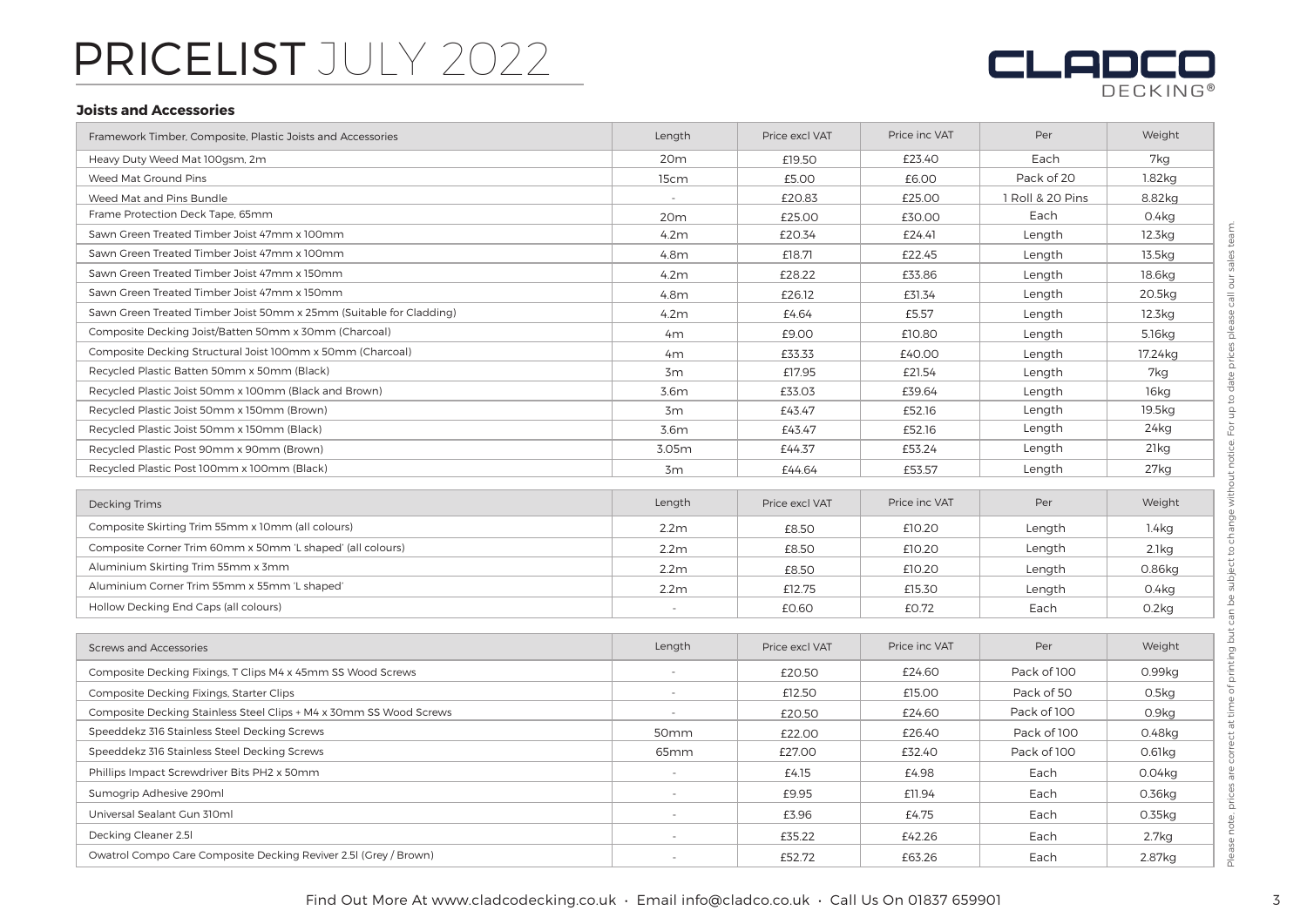# PRICELIST JULY 2022

CLADCO DECKING®

**Joists and Accessories**

| Framework Timber, Composite, Plastic Joists and Accessories | Length | Price excl VAT | Price inc VAT | Per | Weight |
|---|---|---|---|---|---|
| Heavy Duty Weed Mat 100gsm, 2m | 20m | £19.50 | £23.40 | Each | 7kg |
| Weed Mat Ground Pins | 15cm | £5.00 | £6.00 | Pack of 20 | 1.82kg |
| Weed Mat and Pins Bundle | - | £20.83 | £25.00 | 1 Roll & 20 Pins | 8.82kg |
| Frame Protection Deck Tape, 65mm | 20m | £25.00 | £30.00 | Each | 0.4kg |
| Sawn Green Treated Timber Joist 47mm x 100mm | 4.2m | £20.34 | £24.41 | Length | 12.3kg |
| Sawn Green Treated Timber Joist 47mm x 100mm | 4.8m | £18.71 | £22.45 | Length | 13.5kg |
| Sawn Green Treated Timber Joist 47mm x 150mm | 4.2m | £28.22 | £33.86 | Length | 18.6kg |
| Sawn Green Treated Timber Joist 47mm x 150mm | 4.8m | £26.12 | £31.34 | Length | 20.5kg |
| Sawn Green Treated Timber Joist 50mm x 25mm (Suitable for Cladding) | 4.2m | £4.64 | £5.57 | Length | 12.3kg |
| Composite Decking Joist/Batten 50mm x 30mm (Charcoal) | 4m | £9.00 | £10.80 | Length | 5.16kg |
| Composite Decking Structural Joist 100mm x 50mm (Charcoal) | 4m | £33.33 | £40.00 | Length | 17.24kg |
| Recycled Plastic Batten 50mm x 50mm (Black) | 3m | £17.95 | £21.54 | Length | 7kg |
| Recycled Plastic Joist 50mm x 100mm (Black and Brown) | 3.6m | £33.03 | £39.64 | Length | 16kg |
| Recycled Plastic Joist 50mm x 150mm (Brown) | 3m | £43.47 | £52.16 | Length | 19.5kg |
| Recycled Plastic Joist 50mm x 150mm (Black) | 3.6m | £43.47 | £52.16 | Length | 24kg |
| Recycled Plastic Post 90mm x 90mm (Brown) | 3.05m | £44.37 | £53.24 | Length | 21kg |
| Recycled Plastic Post 100mm x 100mm (Black) | 3m | £44.64 | £53.57 | Length | 27kg |

| Decking Trims | Length | Price excl VAT | Price inc VAT | Per | Weight |
|---|---|---|---|---|---|
| Composite Skirting Trim 55mm x 10mm (all colours) | 2.2m | £8.50 | £10.20 | Length | 1.4kg |
| Composite Corner Trim 60mm x 50mm 'L shaped' (all colours) | 2.2m | £8.50 | £10.20 | Length | 2.1kg |
| Aluminium Skirting Trim 55mm x 3mm | 2.2m | £8.50 | £10.20 | Length | 0.86kg |
| Aluminium Corner Trim 55mm x 55mm 'L shaped' | 2.2m | £12.75 | £15.30 | Length | 0.4kg |
| Hollow Decking End Caps (all colours) | - | £0.60 | £0.72 | Each | 0.2kg |

| Screws and Accessories | Length | Price excl VAT | Price inc VAT | Per | Weight |
|---|---|---|---|---|---|
| Composite Decking Fixings, T Clips M4 x 45mm SS Wood Screws | - | £20.50 | £24.60 | Pack of 100 | 0.99kg |
| Composite Decking Fixings, Starter Clips | - | £12.50 | £15.00 | Pack of 50 | 0.5kg |
| Composite Decking Stainless Steel Clips + M4 x 30mm SS Wood Screws | - | £20.50 | £24.60 | Pack of 100 | 0.9kg |
| Speeddekz 316 Stainless Steel Decking Screws | 50mm | £22.00 | £26.40 | Pack of 100 | 0.48kg |
| Speeddekz 316 Stainless Steel Decking Screws | 65mm | £27.00 | £32.40 | Pack of 100 | 0.61kg |
| Phillips Impact Screwdriver Bits PH2 x 50mm | - | £4.15 | £4.98 | Each | 0.04kg |
| Sumogrip Adhesive 290ml | - | £9.95 | £11.94 | Each | 0.36kg |
| Universal Sealant Gun 310ml | - | £3.96 | £4.75 | Each | 0.35kg |
| Decking Cleaner 2.5l | - | £35.22 | £42.26 | Each | 2.7kg |
| Owatrol Compo Care Composite Decking Reviver 2.5l (Grey / Brown) | - | £52.72 | £63.26 | Each | 2.87kg |

Please note, prices are correct at time of printing but can be subject to change without notice. For up to date prices please call our sales team.

Find Out More At www.cladcodecking.co.uk · Email info@cladco.co.uk · Call Us On 01837 659901